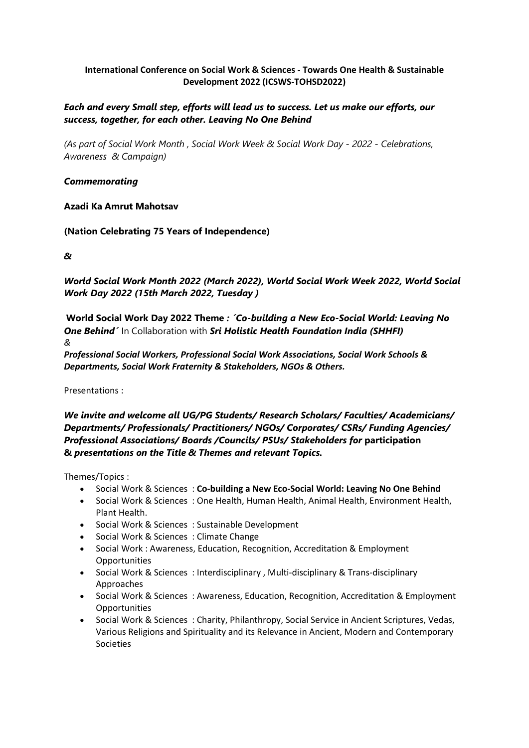**International Conference on Social Work & Sciences - Towards One Health & Sustainable Development 2022 (ICSWS-TOHSD2022)**

***Each and every Small step, efforts will lead us to success. Let us make our efforts, our success, together, for each other. Leaving No One Behind***

*(As part of Social Work Month , Social Work Week & Social Work Day - 2022 - Celebrations, Awareness & Campaign)*

***Commemorating***

**Azadi Ka Amrut Mahotsav**

**(Nation Celebrating 75 Years of Independence)**

***&***

***World Social Work Month 2022 (March 2022), World Social Work Week 2022, World Social Work Day 2022 (15th March 2022, Tuesday )***

**World Social Work Day 2022 Theme** ***: ´Co-building a New Eco-Social World: Leaving No One Behind´*** In Collaboration with ***Sri Holistic Health Foundation India (SHHFI)***
*&*
***Professional Social Workers, Professional Social Work Associations, Social Work Schools & Departments, Social Work Fraternity & Stakeholders, NGOs & Others.***

Presentations :

***We invite and welcome all UG/PG Students/ Research Scholars/ Faculties/ Academicians/ Departments/ Professionals/ Practitioners/ NGOs/ Corporates/ CSRs/ Funding Agencies/ Professional Associations/ Boards /Councils/ PSUs/ Stakeholders for*** **participation &** ***presentations on the Title & Themes and relevant Topics.***

Themes/Topics :

- Social Work & Sciences : **Co-building a New Eco-Social World: Leaving No One Behind**
- Social Work & Sciences : One Health, Human Health, Animal Health, Environment Health, Plant Health.
- Social Work & Sciences : Sustainable Development
- Social Work & Sciences : Climate Change
- Social Work : Awareness, Education, Recognition, Accreditation & Employment Opportunities
- Social Work & Sciences : Interdisciplinary , Multi-disciplinary & Trans-disciplinary Approaches
- Social Work & Sciences : Awareness, Education, Recognition, Accreditation & Employment Opportunities
- Social Work & Sciences : Charity, Philanthropy, Social Service in Ancient Scriptures, Vedas, Various Religions and Spirituality and its Relevance in Ancient, Modern and Contemporary Societies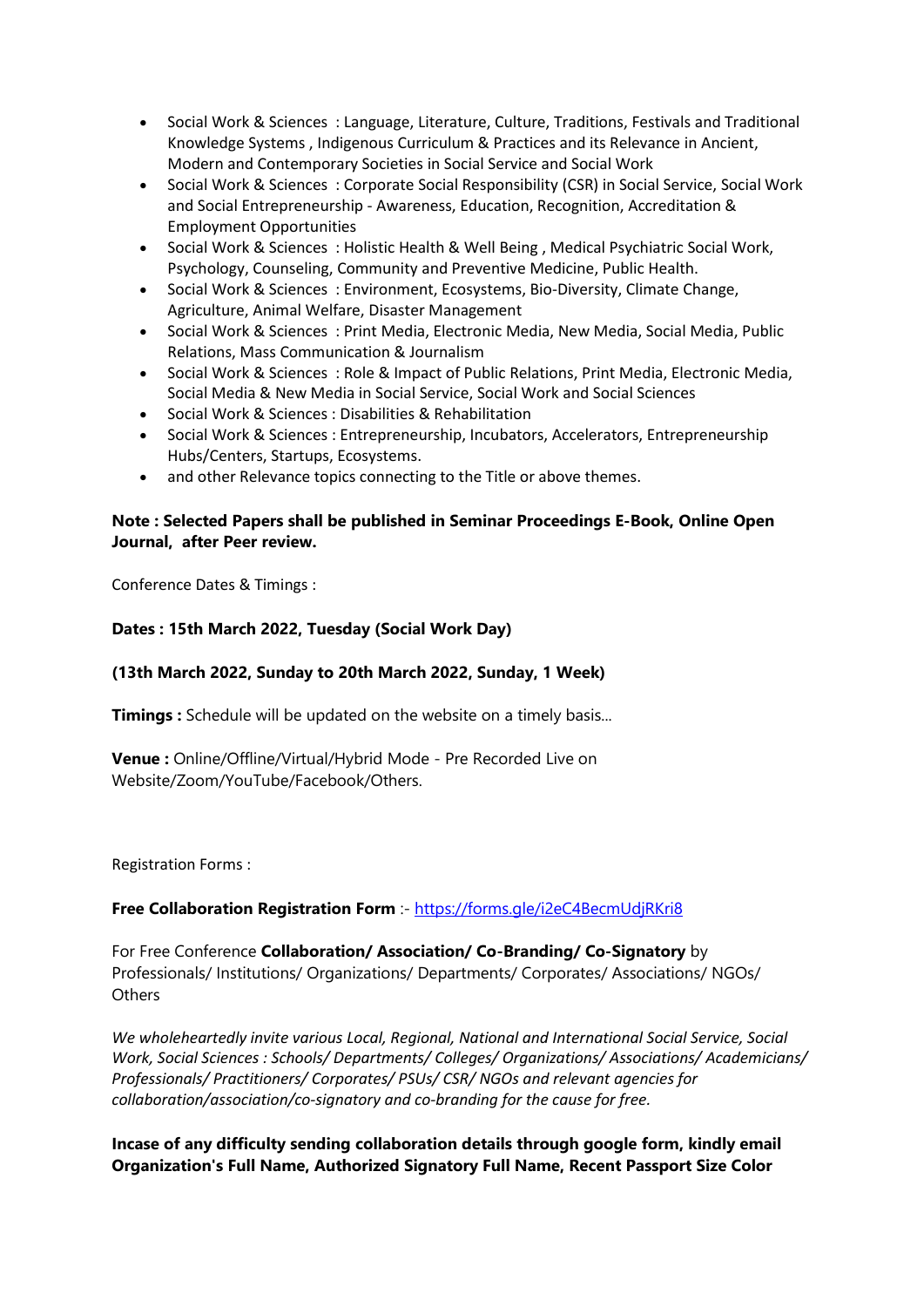- Social Work & Sciences : Language, Literature, Culture, Traditions, Festivals and Traditional Knowledge Systems , Indigenous Curriculum & Practices and its Relevance in Ancient, Modern and Contemporary Societies in Social Service and Social Work
- Social Work & Sciences : Corporate Social Responsibility (CSR) in Social Service, Social Work and Social Entrepreneurship - Awareness, Education, Recognition, Accreditation & Employment Opportunities
- Social Work & Sciences : Holistic Health & Well Being , Medical Psychiatric Social Work, Psychology, Counseling, Community and Preventive Medicine, Public Health.
- Social Work & Sciences : Environment, Ecosystems, Bio-Diversity, Climate Change, Agriculture, Animal Welfare, Disaster Management
- Social Work & Sciences : Print Media, Electronic Media, New Media, Social Media, Public Relations, Mass Communication & Journalism
- Social Work & Sciences : Role & Impact of Public Relations, Print Media, Electronic Media, Social Media & New Media in Social Service, Social Work and Social Sciences
- Social Work & Sciences : Disabilities & Rehabilitation
- Social Work & Sciences : Entrepreneurship, Incubators, Accelerators, Entrepreneurship Hubs/Centers, Startups, Ecosystems.
- and other Relevance topics connecting to the Title or above themes.

**Note : Selected Papers shall be published in Seminar Proceedings E-Book, Online Open Journal, after Peer review.**

Conference Dates & Timings :

**Dates : 15th March 2022, Tuesday (Social Work Day)**

**(13th March 2022, Sunday to 20th March 2022, Sunday, 1 Week)**

**Timings :** Schedule will be updated on the website on a timely basis...

**Venue :** Online/Offline/Virtual/Hybrid Mode - Pre Recorded Live on Website/Zoom/YouTube/Facebook/Others.

Registration Forms :

**Free Collaboration Registration Form** :- https://forms.gle/i2eC4BecmUdjRKri8

For Free Conference **Collaboration/ Association/ Co-Branding/ Co-Signatory** by Professionals/ Institutions/ Organizations/ Departments/ Corporates/ Associations/ NGOs/ Others

*We wholeheartedly invite various Local, Regional, National and International Social Service, Social Work, Social Sciences : Schools/ Departments/ Colleges/ Organizations/ Associations/ Academicians/ Professionals/ Practitioners/ Corporates/ PSUs/ CSR/ NGOs and relevant agencies for collaboration/association/co-signatory and co-branding for the cause for free.*

**Incase of any difficulty sending collaboration details through google form, kindly email Organization's Full Name, Authorized Signatory Full Name, Recent Passport Size Color**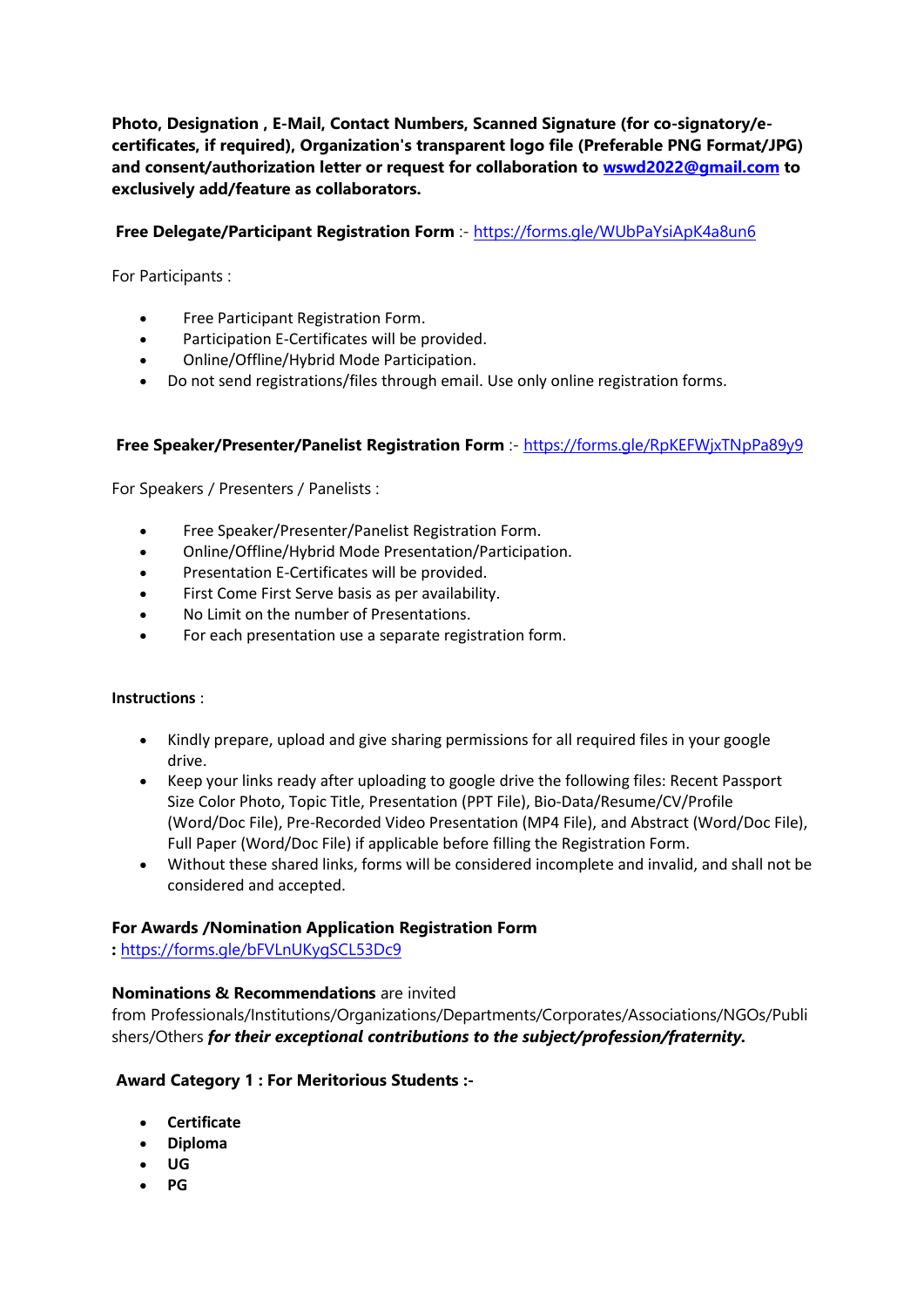**Photo, Designation , E-Mail, Contact Numbers, Scanned Signature (for co-signatory/e-certificates, if required), Organization's transparent logo file (Preferable PNG Format/JPG) and consent/authorization letter or request for collaboration to wswd2022@gmail.com to exclusively add/feature as collaborators.**

**Free Delegate/Participant Registration Form** :- https://forms.gle/WUbPaYsiApK4a8un6

For Participants :

- Free Participant Registration Form.
- Participation E-Certificates will be provided.
- Online/Offline/Hybrid Mode Participation.
- Do not send registrations/files through email. Use only online registration forms.

**Free Speaker/Presenter/Panelist Registration Form** :- https://forms.gle/RpKEFWjxTNpPa89y9

For Speakers / Presenters / Panelists :

- Free Speaker/Presenter/Panelist Registration Form.
- Online/Offline/Hybrid Mode Presentation/Participation.
- Presentation E-Certificates will be provided.
- First Come First Serve basis as per availability.
- No Limit on the number of Presentations.
- For each presentation use a separate registration form.

**Instructions** :

- Kindly prepare, upload and give sharing permissions for all required files in your google drive.
- Keep your links ready after uploading to google drive the following files: Recent Passport Size Color Photo, Topic Title, Presentation (PPT File), Bio-Data/Resume/CV/Profile (Word/Doc File), Pre-Recorded Video Presentation (MP4 File), and Abstract (Word/Doc File), Full Paper (Word/Doc File) if applicable before filling the Registration Form.
- Without these shared links, forms will be considered incomplete and invalid, and shall not be considered and accepted.

**For Awards /Nomination Application Registration Form**
**:** https://forms.gle/bFVLnUKygSCL53Dc9

**Nominations & Recommendations** are invited from Professionals/Institutions/Organizations/Departments/Corporates/Associations/NGOs/Publishers/Others ***for their exceptional contributions to the subject/profession/fraternity.***

**Award Category 1 : For Meritorious Students :-**

- **Certificate**
- **Diploma**
- **UG**
- **PG**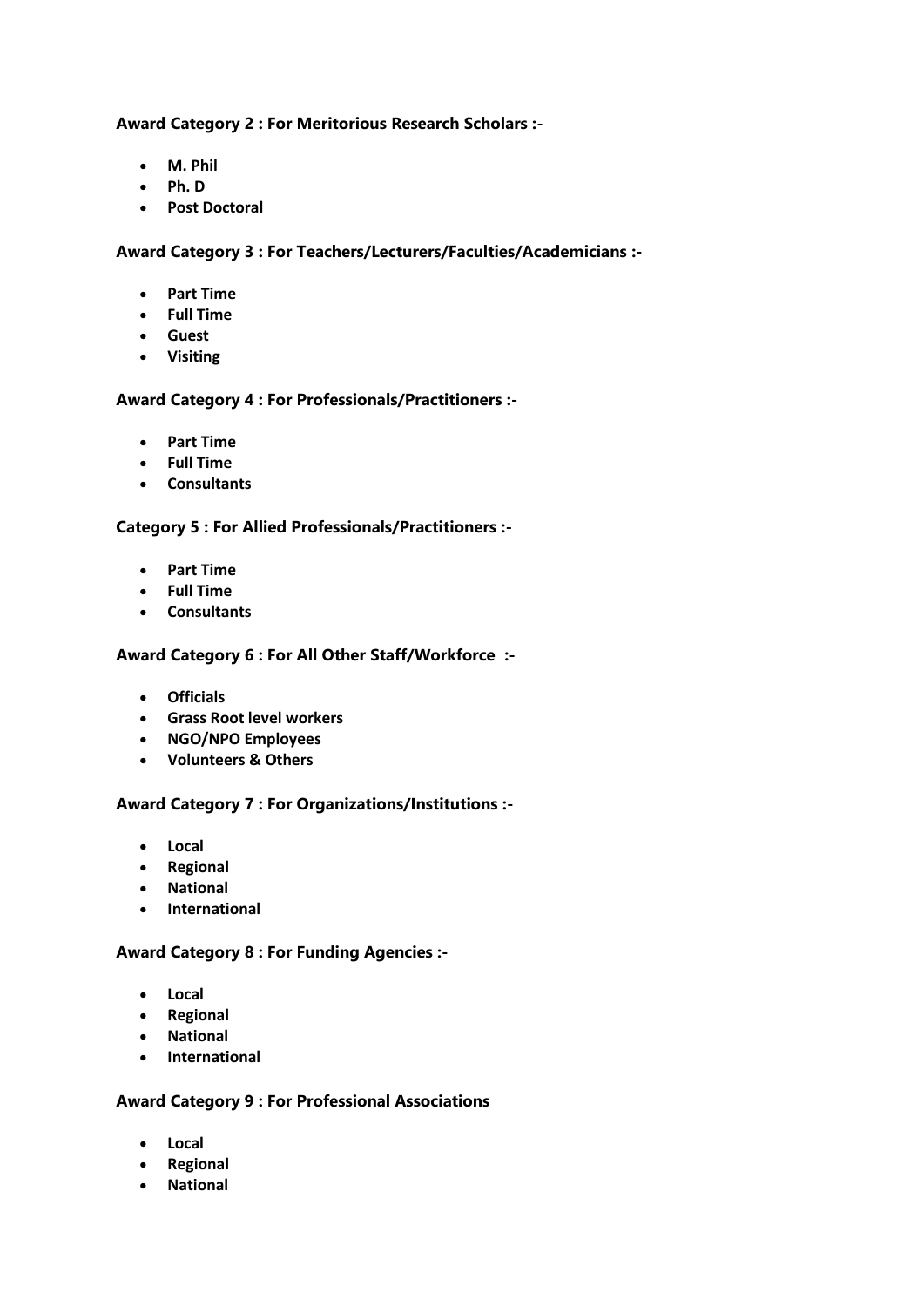**Award Category 2 : For Meritorious Research Scholars :-**

- **M. Phil**
- **Ph. D**
- **Post Doctoral**

**Award Category 3 : For Teachers/Lecturers/Faculties/Academicians :-**

- **Part Time**
- **Full Time**
- **Guest**
- **Visiting**

**Award Category 4 : For Professionals/Practitioners :-**

- **Part Time**
- **Full Time**
- **Consultants**

**Category 5 : For Allied Professionals/Practitioners :-**

- **Part Time**
- **Full Time**
- **Consultants**

**Award Category 6 : For All Other Staff/Workforce :-**

- **Officials**
- **Grass Root level workers**
- **NGO/NPO Employees**
- **Volunteers & Others**

**Award Category 7 : For Organizations/Institutions :-**

- **Local**
- **Regional**
- **National**
- **International**

**Award Category 8 : For Funding Agencies :-**

- **Local**
- **Regional**
- **National**
- **International**

**Award Category 9 : For Professional Associations**

- **Local**
- **Regional**
- **National**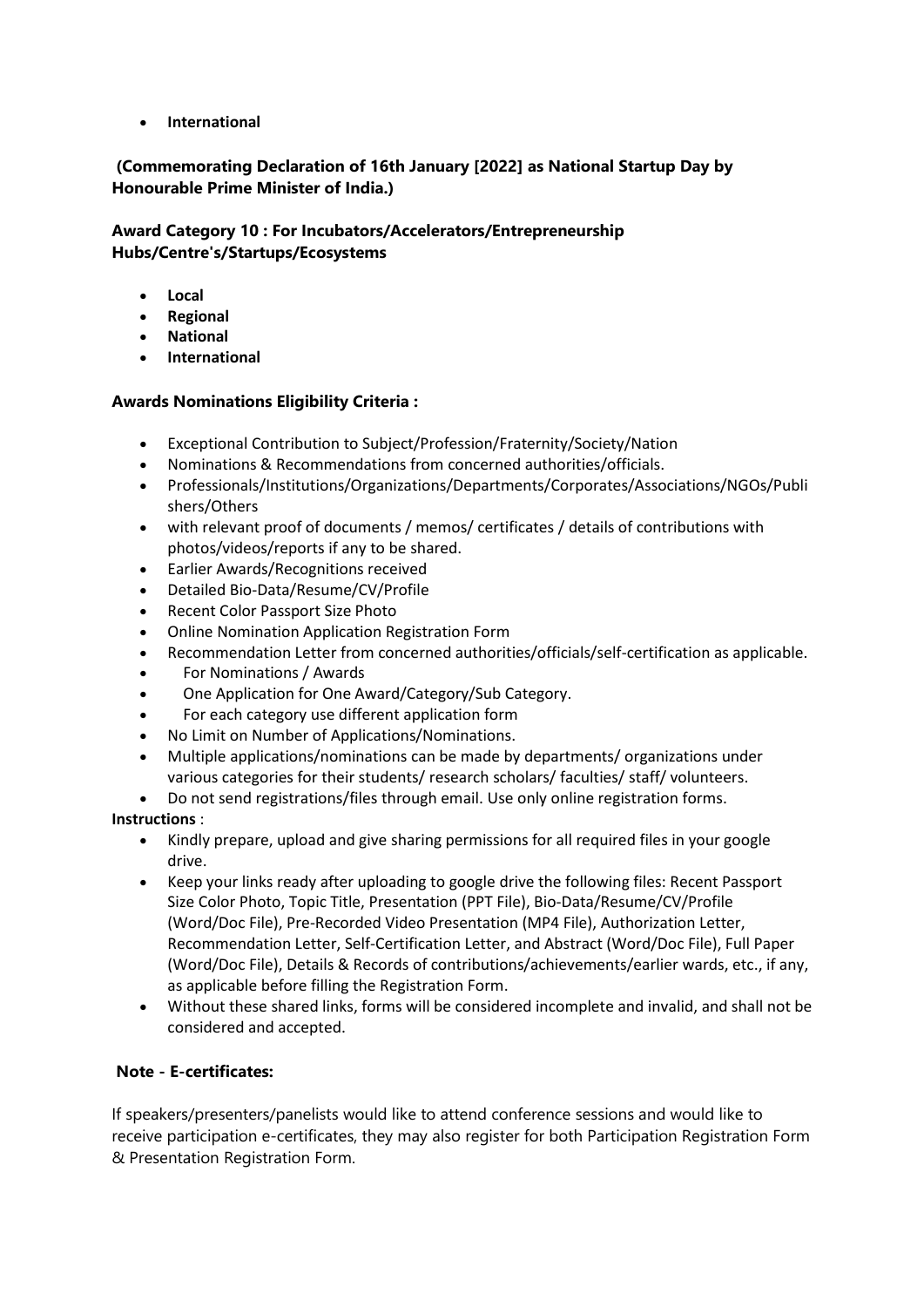- **International**

**(Commemorating Declaration of 16th January [2022] as National Startup Day by Honourable Prime Minister of India.)**

**Award Category 10 : For Incubators/Accelerators/Entrepreneurship Hubs/Centre's/Startups/Ecosystems**

- **Local**
- **Regional**
- **National**
- **International**

**Awards Nominations Eligibility Criteria :**

- Exceptional Contribution to Subject/Profession/Fraternity/Society/Nation
- Nominations & Recommendations from concerned authorities/officials.
- Professionals/Institutions/Organizations/Departments/Corporates/Associations/NGOs/Publishers/Others
- with relevant proof of documents / memos/ certificates / details of contributions with photos/videos/reports if any to be shared.
- Earlier Awards/Recognitions received
- Detailed Bio-Data/Resume/CV/Profile
- Recent Color Passport Size Photo
- Online Nomination Application Registration Form
- Recommendation Letter from concerned authorities/officials/self-certification as applicable.
- For Nominations / Awards
- One Application for One Award/Category/Sub Category.
- For each category use different application form
- No Limit on Number of Applications/Nominations.
- Multiple applications/nominations can be made by departments/ organizations under various categories for their students/ research scholars/ faculties/ staff/ volunteers.
- Do not send registrations/files through email. Use only online registration forms.

**Instructions** :

- Kindly prepare, upload and give sharing permissions for all required files in your google drive.
- Keep your links ready after uploading to google drive the following files: Recent Passport Size Color Photo, Topic Title, Presentation (PPT File), Bio-Data/Resume/CV/Profile (Word/Doc File), Pre-Recorded Video Presentation (MP4 File), Authorization Letter, Recommendation Letter, Self-Certification Letter, and Abstract (Word/Doc File), Full Paper (Word/Doc File), Details & Records of contributions/achievements/earlier wards, etc., if any, as applicable before filling the Registration Form.
- Without these shared links, forms will be considered incomplete and invalid, and shall not be considered and accepted.

**Note - E-certificates:**

If speakers/presenters/panelists would like to attend conference sessions and would like to receive participation e-certificates, they may also register for both Participation Registration Form & Presentation Registration Form.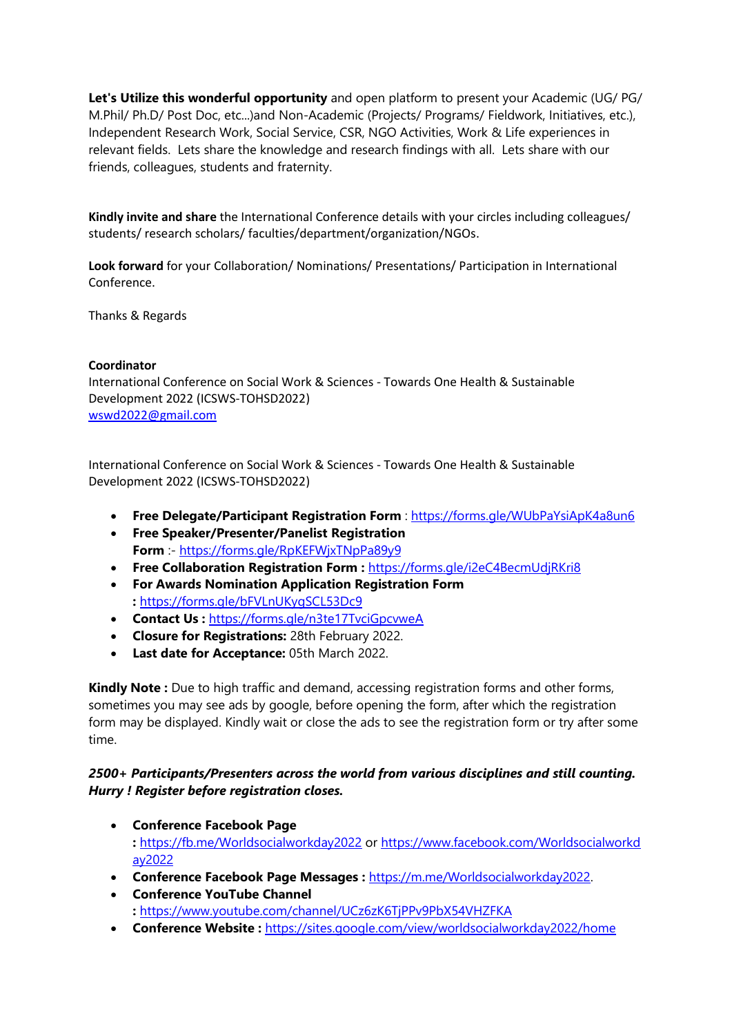**Let's Utilize this wonderful opportunity** and open platform to present your Academic (UG/ PG/ M.Phil/ Ph.D/ Post Doc, etc...)and Non-Academic (Projects/ Programs/ Fieldwork, Initiatives, etc.), Independent Research Work, Social Service, CSR, NGO Activities, Work & Life experiences in relevant fields. Lets share the knowledge and research findings with all. Lets share with our friends, colleagues, students and fraternity.

**Kindly invite and share** the International Conference details with your circles including colleagues/ students/ research scholars/ faculties/department/organization/NGOs.

**Look forward** for your Collaboration/ Nominations/ Presentations/ Participation in International Conference.

Thanks & Regards

**Coordinator**
International Conference on Social Work & Sciences - Towards One Health & Sustainable Development 2022 (ICSWS-TOHSD2022)
wswd2022@gmail.com

International Conference on Social Work & Sciences - Towards One Health & Sustainable Development 2022 (ICSWS-TOHSD2022)

- **Free Delegate/Participant Registration Form** : https://forms.gle/WUbPaYsiApK4a8un6
- **Free Speaker/Presenter/Panelist Registration Form** :- https://forms.gle/RpKEFWjxTNpPa89y9
- **Free Collaboration Registration Form :** https://forms.gle/i2eC4BecmUdjRKri8
- **For Awards Nomination Application Registration Form :** https://forms.gle/bFVLnUKygSCL53Dc9
- **Contact Us :** https://forms.gle/n3te17TvciGpcvweA
- **Closure for Registrations:** 28th February 2022.
- **Last date for Acceptance:** 05th March 2022.

**Kindly Note :** Due to high traffic and demand, accessing registration forms and other forms, sometimes you may see ads by google, before opening the form, after which the registration form may be displayed. Kindly wait or close the ads to see the registration form or try after some time.

***2500+ Participants/Presenters across the world from various disciplines and still counting. Hurry ! Register before registration closes.***

- **Conference Facebook Page :** https://fb.me/Worldsocialworkday2022 or https://www.facebook.com/Worldsocialworkday2022
- **Conference Facebook Page Messages :** https://m.me/Worldsocialworkday2022.
- **Conference YouTube Channel :** https://www.youtube.com/channel/UCz6zK6TjPPv9PbX54VHZFKA
- **Conference Website :** https://sites.google.com/view/worldsocialworkday2022/home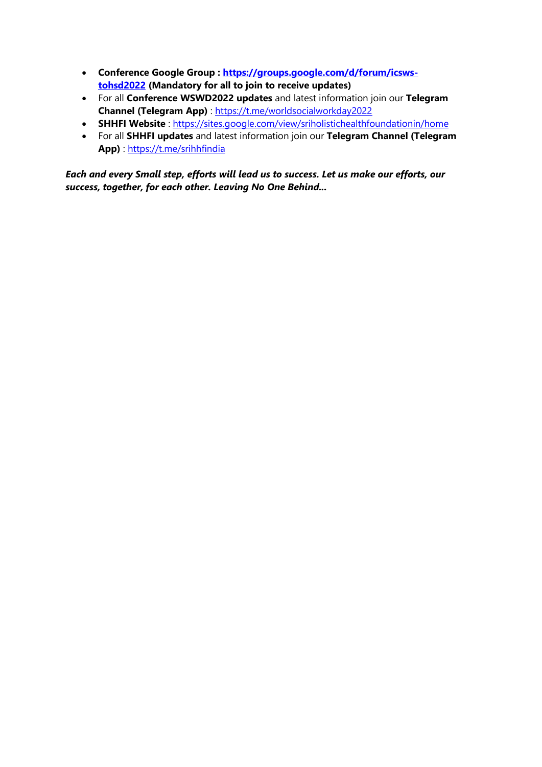- **Conference Google Group : [https://groups.google.com/d/forum/icsws-tohsd2022](https://groups.google.com/d/forum/icsws-tohsd2022) (Mandatory for all to join to receive updates)**
- For all **Conference WSWD2022 updates** and latest information join our **Telegram Channel (Telegram App)** : [https://t.me/worldsocialworkday2022](https://t.me/worldsocialworkday2022)
- **SHHFI Website** : [https://sites.google.com/view/sriholistichealthfoundationin/home](https://sites.google.com/view/sriholistichealthfoundationin/home)
- For all **SHHFI updates** and latest information join our **Telegram Channel (Telegram App)** : [https://t.me/srihhfindia](https://t.me/srihhfindia)

***Each and every Small step, efforts will lead us to success. Let us make our efforts, our success, together, for each other. Leaving No One Behind...***